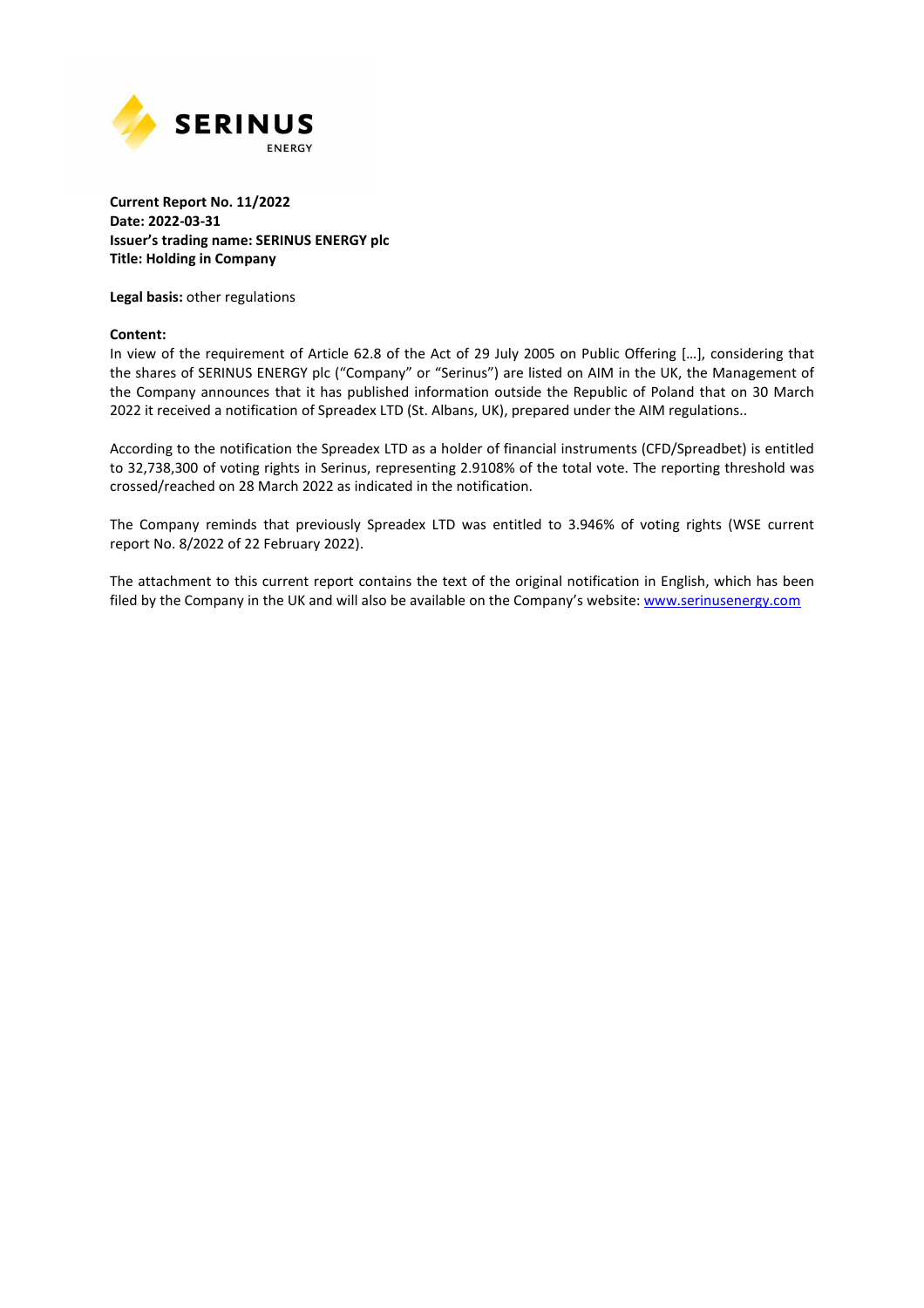**Current Report No. 11/2022**
**Date: 2022-03-31**
**Issuer's trading name: SERINUS ENERGY plc**
**Title: Holding in Company**

**Legal basis:** other regulations

**Content:**

In view of the requirement of Article 62.8 of the Act of 29 July 2005 on Public Offering […], considering that the shares of SERINUS ENERGY plc ("Company" or "Serinus") are listed on AIM in the UK, the Management of the Company announces that it has published information outside the Republic of Poland that on 30 March 2022 it received a notification of Spreadex LTD (St. Albans, UK), prepared under the AIM regulations..

According to the notification the Spreadex LTD as a holder of financial instruments (CFD/Spreadbet) is entitled to 32,738,300 of voting rights in Serinus, representing 2.9108% of the total vote. The reporting threshold was crossed/reached on 28 March 2022 as indicated in the notification.

The Company reminds that previously Spreadex LTD was entitled to 3.946% of voting rights (WSE current report No. 8/2022 of 22 February 2022).

The attachment to this current report contains the text of the original notification in English, which has been filed by the Company in the UK and will also be available on the Company's website: www.serinusenergy.com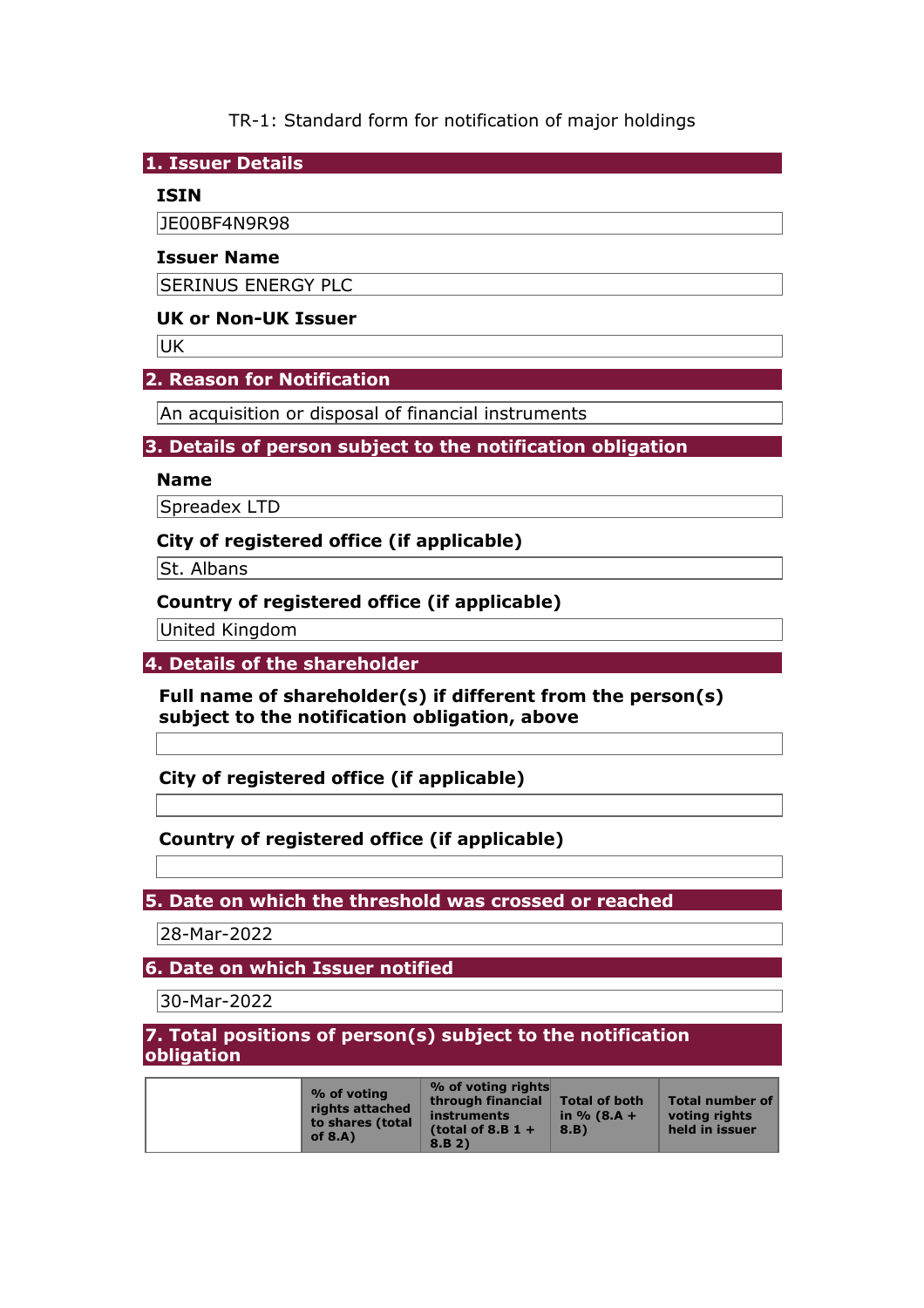TR-1: Standard form for notification of major holdings

## 1. Issuer Details

**ISIN**

JE00BF4N9R98

**Issuer Name**

SERINUS ENERGY PLC

**UK or Non-UK Issuer**

UK

## 2. Reason for Notification

An acquisition or disposal of financial instruments

## 3. Details of person subject to the notification obligation

**Name**

Spreadex LTD

**City of registered office (if applicable)**

St. Albans

**Country of registered office (if applicable)**

United Kingdom

## 4. Details of the shareholder

**Full name of shareholder(s) if different from the person(s) subject to the notification obligation, above**

**City of registered office (if applicable)**

**Country of registered office (if applicable)**

## 5. Date on which the threshold was crossed or reached

28-Mar-2022

## 6. Date on which Issuer notified

30-Mar-2022

## 7. Total positions of person(s) subject to the notification obligation

| | % of voting rights attached to shares (total of 8.A) | % of voting rights through financial instruments (total of 8.B 1 + 8.B 2) | Total of both in % (8.A + 8.B) | Total number of voting rights held in issuer |
|---|---|---|---|---|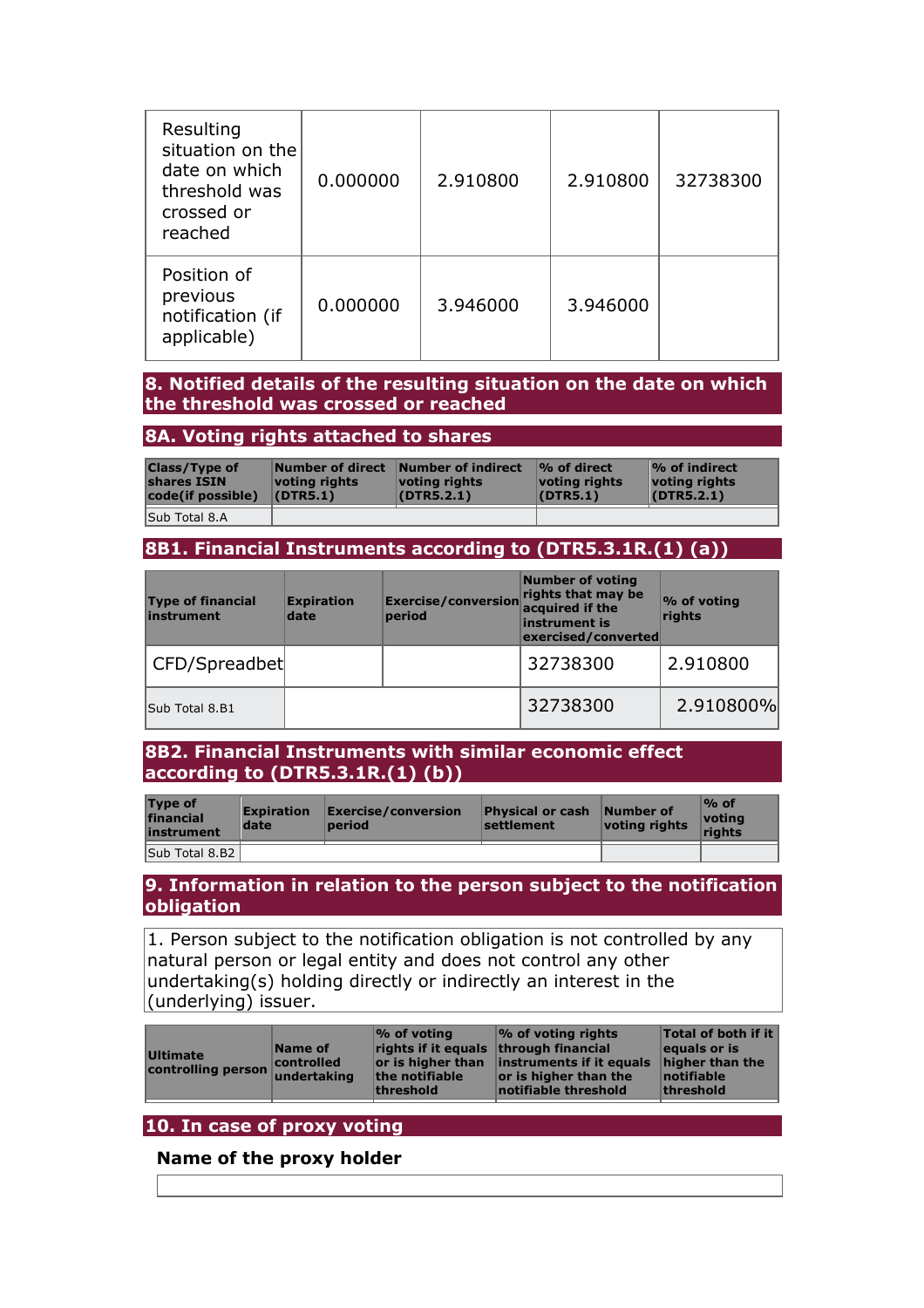| | | | | |
|---|---|---|---|---|
| Resulting situation on the date on which threshold was crossed or reached | 0.000000 | 2.910800 | 2.910800 | 32738300 |
| Position of previous notification (if applicable) | 0.000000 | 3.946000 | 3.946000 | |

## 8. Notified details of the resulting situation on the date on which the threshold was crossed or reached

### 8A. Voting rights attached to shares

| Class/Type of shares ISIN code(if possible) | Number of direct voting rights (DTR5.1) | Number of indirect voting rights (DTR5.2.1) | % of direct voting rights (DTR5.1) | % of indirect voting rights (DTR5.2.1) |
|---|---|---|---|---|
| Sub Total 8.A | | | | |

### 8B1. Financial Instruments according to (DTR5.3.1R.(1) (a))

| Type of financial instrument | Expiration date | Exercise/conversion period | Number of voting rights that may be acquired if the instrument is exercised/converted | % of voting rights |
|---|---|---|---|---|
| CFD/Spreadbet | | | 32738300 | 2.910800 |
| Sub Total 8.B1 | | | 32738300 | 2.910800% |

### 8B2. Financial Instruments with similar economic effect according to (DTR5.3.1R.(1) (b))

| Type of financial instrument | Expiration date | Exercise/conversion period | Physical or cash settlement | Number of voting rights | % of voting rights |
|---|---|---|---|---|---|
| Sub Total 8.B2 | | | | | |

## 9. Information in relation to the person subject to the notification obligation

1. Person subject to the notification obligation is not controlled by any natural person or legal entity and does not control any other undertaking(s) holding directly or indirectly an interest in the (underlying) issuer.

| Ultimate controlling person | Name of controlled undertaking | % of voting rights if it equals or is higher than the notifiable threshold | % of voting rights through financial instruments if it equals or is higher than the notifiable threshold | Total of both if it equals or is higher than the notifiable threshold |
|---|---|---|---|---|

## 10. In case of proxy voting

**Name of the proxy holder**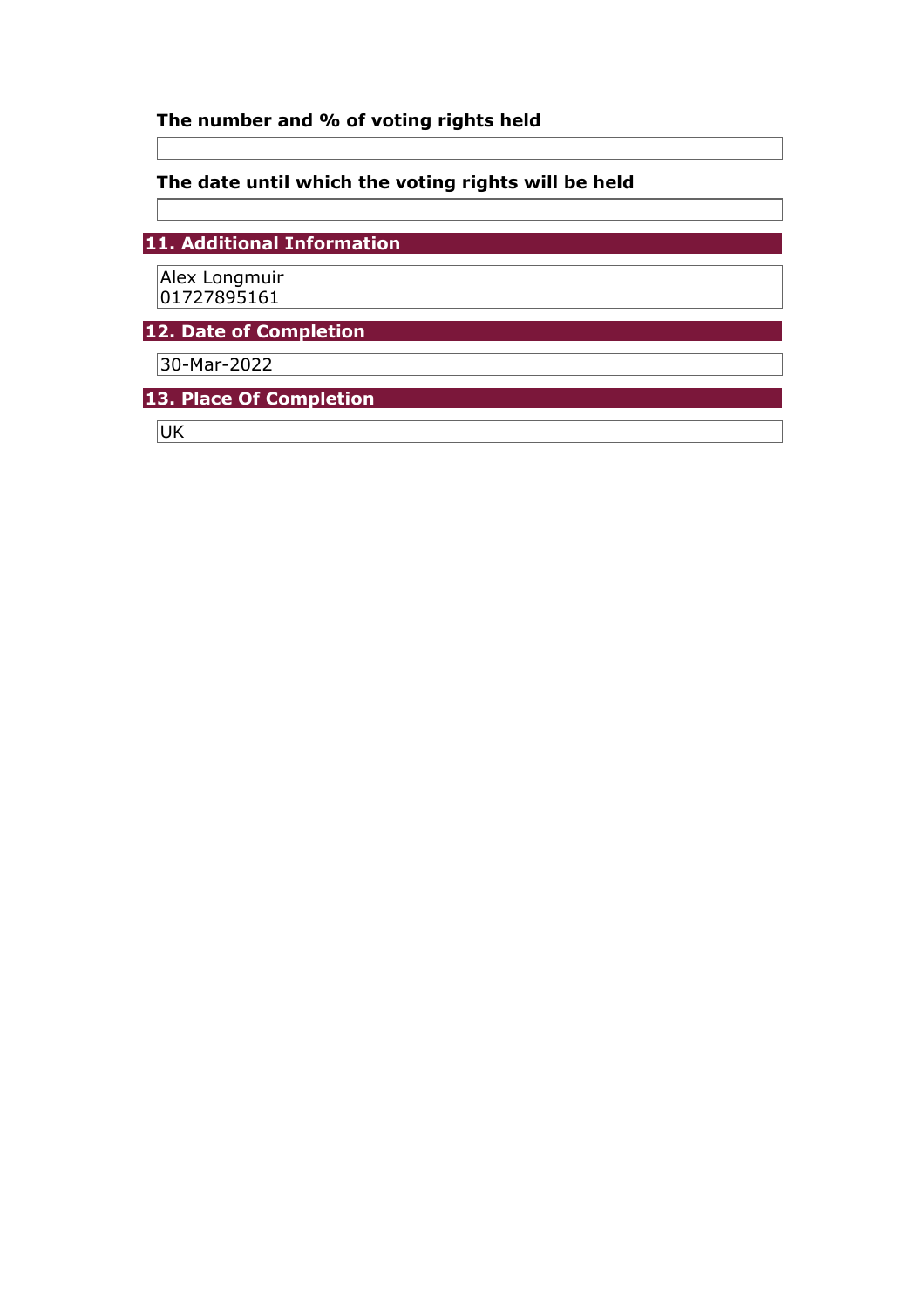**The number and % of voting rights held**

**The date until which the voting rights will be held**

## 11. Additional Information

Alex Longmuir
01727895161

## 12. Date of Completion

30-Mar-2022

## 13. Place Of Completion

UK